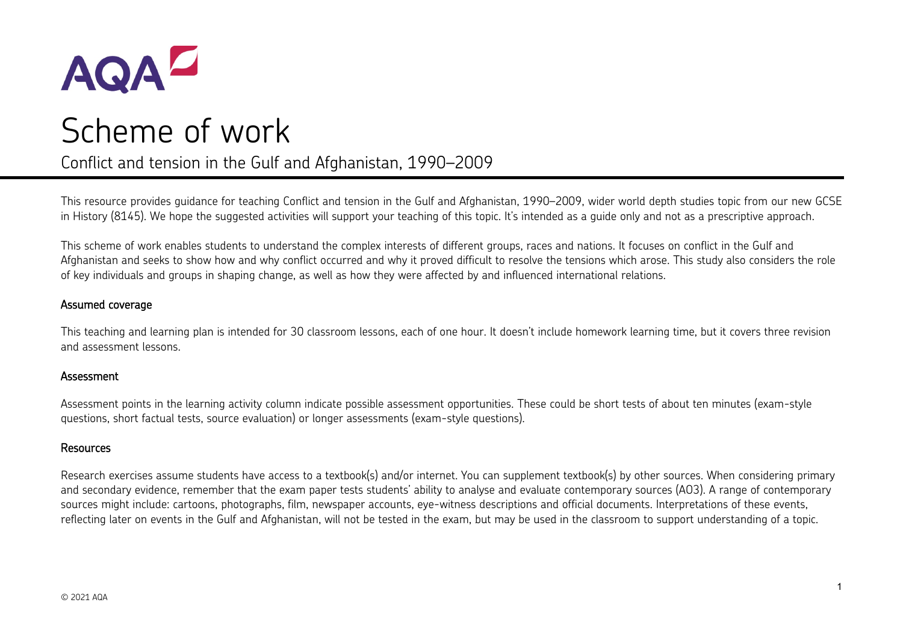AQA

# Scheme of work

## Conflict and tension in the Gulf and Afghanistan, 1990–2009

This resource provides guidance for teaching Conflict and tension in the Gulf and Afghanistan, 1990–2009, wider world depth studies topic from our new GCSE in History (8145). We hope the suggested activities will support your teaching of this topic. It's intended as a guide only and not as a prescriptive approach.

This scheme of work enables students to understand the complex interests of different groups, races and nations. It focuses on conflict in the Gulf and Afghanistan and seeks to show how and why conflict occurred and why it proved difficult to resolve the tensions which arose. This study also considers the role of key individuals and groups in shaping change, as well as how they were affected by and influenced international relations.

### Assumed coverage

This teaching and learning plan is intended for 30 classroom lessons, each of one hour. It doesn't include homework learning time, but it covers three revision and assessment lessons.

### Assessment

Assessment points in the learning activity column indicate possible assessment opportunities. These could be short tests of about ten minutes (exam-style questions, short factual tests, source evaluation) or longer assessments (exam-style questions).

### Resources

Research exercises assume students have access to a textbook(s) and/or internet. You can supplement textbook(s) by other sources. When considering primary and secondary evidence, remember that the exam paper tests students' ability to analyse and evaluate contemporary sources (AO3). A range of contemporary sources might include: cartoons, photographs, film, newspaper accounts, eye-witness descriptions and official documents. Interpretations of these events, reflecting later on events in the Gulf and Afghanistan, will not be tested in the exam, but may be used in the classroom to support understanding of a topic.

© 2021 AQA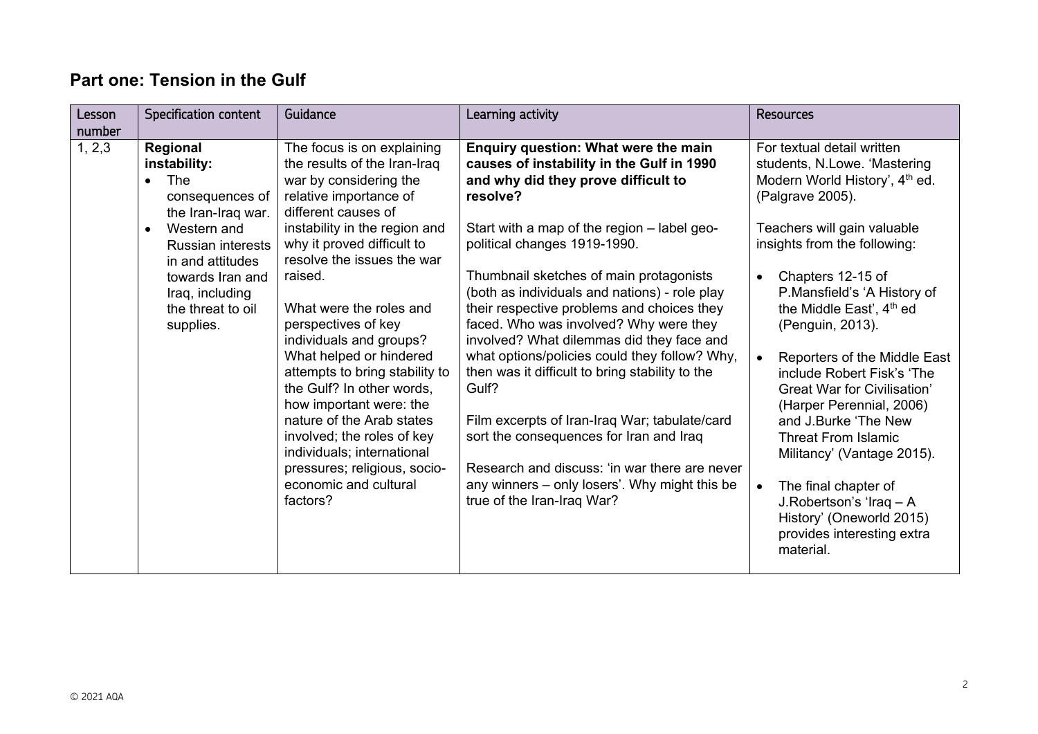## Part one: Tension in the Gulf

| Lesson number | Specification content | Guidance | Learning activity | Resources |
|---|---|---|---|---|
| 1, 2,3 | **Regional instability:**<br>• The consequences of the Iran-Iraq war.<br>• Western and Russian interests in and attitudes towards Iran and Iraq, including the threat to oil supplies. | The focus is on explaining the results of the Iran-Iraq war by considering the relative importance of different causes of instability in the region and why it proved difficult to resolve the issues the war raised.<br><br>What were the roles and perspectives of key individuals and groups? What helped or hindered attempts to bring stability to the Gulf? In other words, how important were: the nature of the Arab states involved; the roles of key individuals; international pressures; religious, socio-economic and cultural factors? | **Enquiry question: What were the main causes of instability in the Gulf in 1990 and why did they prove difficult to resolve?**<br><br>Start with a map of the region – label geo-political changes 1919-1990.<br><br>Thumbnail sketches of main protagonists (both as individuals and nations) - role play their respective problems and choices they faced. Who was involved? Why were they involved? What dilemmas did they face and what options/policies could they follow? Why, then was it difficult to bring stability to the Gulf?<br><br>Film excerpts of Iran-Iraq War; tabulate/card sort the consequences for Iran and Iraq<br><br>Research and discuss: 'in war there are never any winners – only losers'. Why might this be true of the Iran-Iraq War? | For textual detail written students, N.Lowe. 'Mastering Modern World History', 4th ed. (Palgrave 2005).<br><br>Teachers will gain valuable insights from the following:<br><br>• Chapters 12-15 of P.Mansfield's 'A History of the Middle East', 4th ed (Penguin, 2013).<br><br>• Reporters of the Middle East include Robert Fisk's 'The Great War for Civilisation' (Harper Perennial, 2006) and J.Burke 'The New Threat From Islamic Militancy' (Vantage 2015).<br><br>• The final chapter of J.Robertson's 'Iraq – A History' (Oneworld 2015) provides interesting extra material. |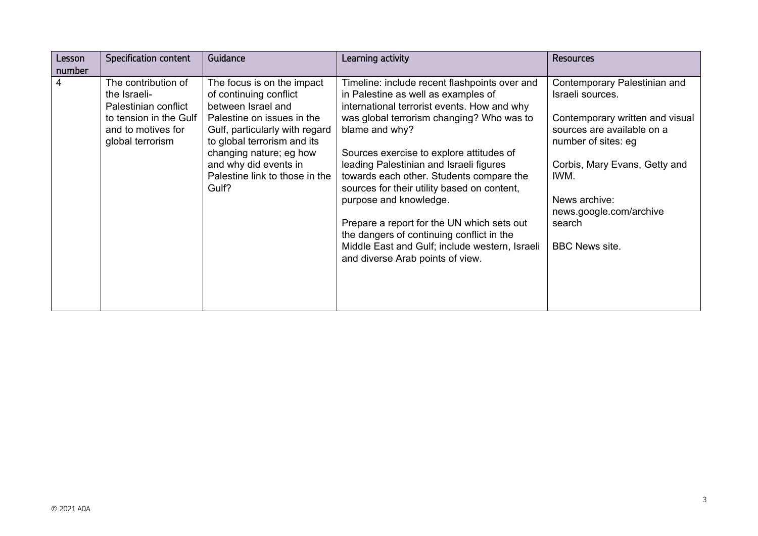| Lesson number | Specification content | Guidance | Learning activity | Resources |
|---|---|---|---|---|
| 4 | The contribution of the Israeli-Palestinian conflict to tension in the Gulf and to motives for global terrorism | The focus is on the impact of continuing conflict between Israel and Palestine on issues in the Gulf, particularly with regard to global terrorism and its changing nature; eg how and why did events in Palestine link to those in the Gulf? | Timeline: include recent flashpoints over and in Palestine as well as examples of international terrorist events. How and why was global terrorism changing? Who was to blame and why?<br><br>Sources exercise to explore attitudes of leading Palestinian and Israeli figures towards each other. Students compare the sources for their utility based on content, purpose and knowledge.<br><br>Prepare a report for the UN which sets out the dangers of continuing conflict in the Middle East and Gulf; include western, Israeli and diverse Arab points of view. | Contemporary Palestinian and Israeli sources.<br><br>Contemporary written and visual sources are available on a number of sites: eg<br><br>Corbis, Mary Evans, Getty and IWM.<br><br>News archive: news.google.com/archive search<br><br>BBC News site. |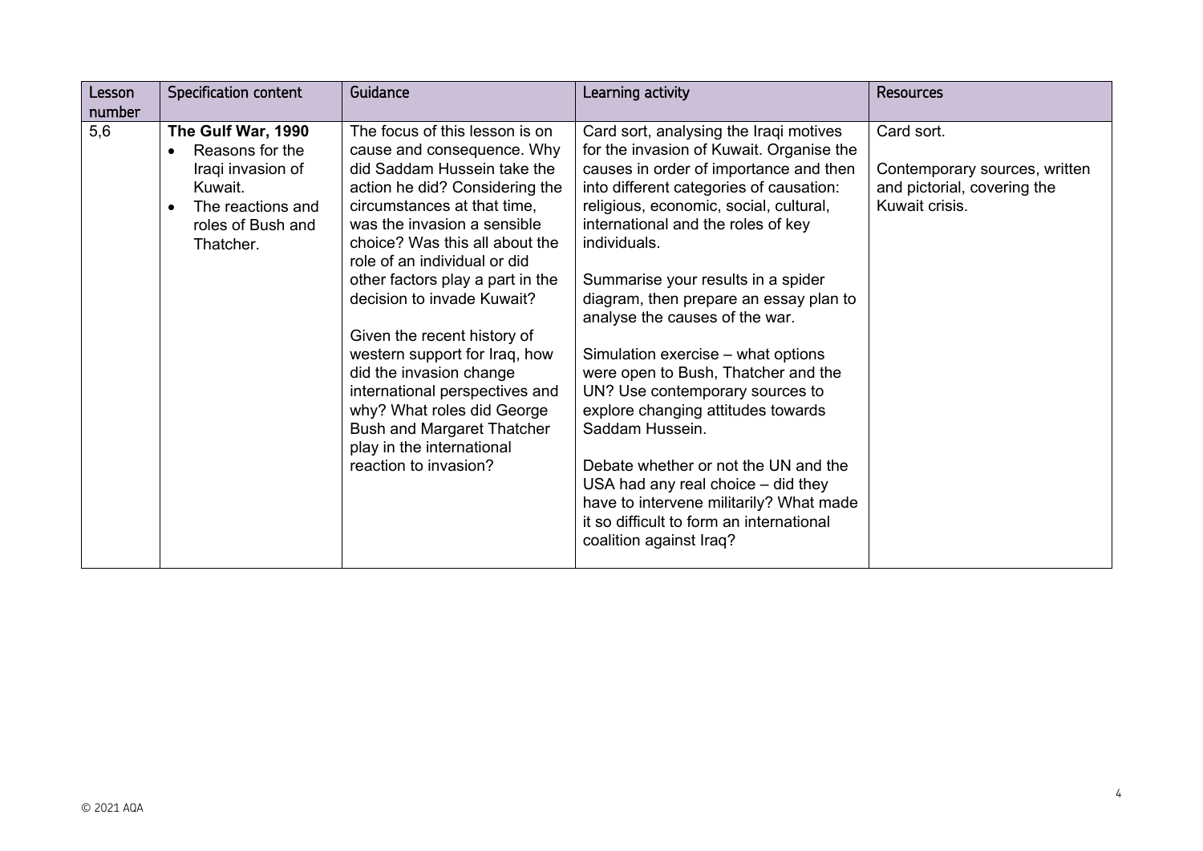| Lesson number | Specification content | Guidance | Learning activity | Resources |
|---|---|---|---|---|
| 5,6 | **The Gulf War, 1990**<br>• Reasons for the Iraqi invasion of Kuwait.<br>• The reactions and roles of Bush and Thatcher. | The focus of this lesson is on cause and consequence. Why did Saddam Hussein take the action he did? Considering the circumstances at that time, was the invasion a sensible choice? Was this all about the role of an individual or did other factors play a part in the decision to invade Kuwait?<br><br>Given the recent history of western support for Iraq, how did the invasion change international perspectives and why? What roles did George Bush and Margaret Thatcher play in the international reaction to invasion? | Card sort, analysing the Iraqi motives for the invasion of Kuwait. Organise the causes in order of importance and then into different categories of causation: religious, economic, social, cultural, international and the roles of key individuals.<br><br>Summarise your results in a spider diagram, then prepare an essay plan to analyse the causes of the war.<br><br>Simulation exercise – what options were open to Bush, Thatcher and the UN? Use contemporary sources to explore changing attitudes towards Saddam Hussein.<br><br>Debate whether or not the UN and the USA had any real choice – did they have to intervene militarily? What made it so difficult to form an international coalition against Iraq? | Card sort.<br><br>Contemporary sources, written and pictorial, covering the Kuwait crisis. |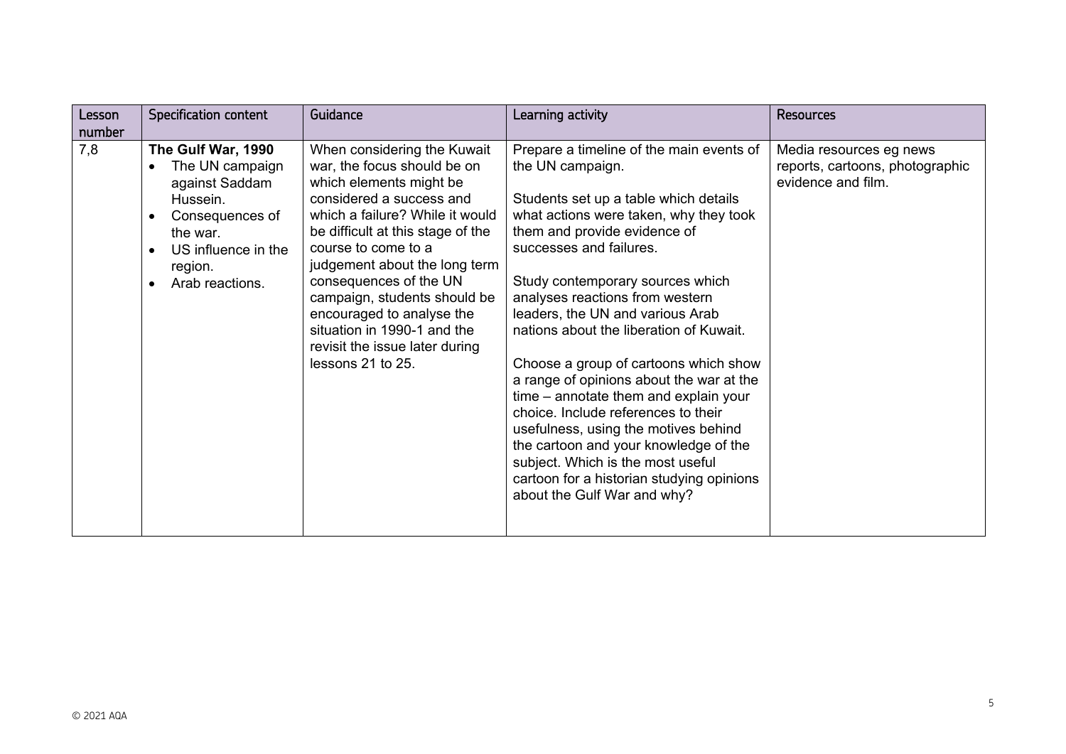| Lesson number | Specification content | Guidance | Learning activity | Resources |
| --- | --- | --- | --- | --- |
| 7,8 | **The Gulf War, 1990**<br>• The UN campaign against Saddam Hussein.<br>• Consequences of the war.<br>• US influence in the region.<br>• Arab reactions. | When considering the Kuwait war, the focus should be on which elements might be considered a success and which a failure? While it would be difficult at this stage of the course to come to a judgement about the long term consequences of the UN campaign, students should be encouraged to analyse the situation in 1990-1 and the revisit the issue later during lessons 21 to 25. | Prepare a timeline of the main events of the UN campaign.<br><br>Students set up a table which details what actions were taken, why they took them and provide evidence of successes and failures.<br><br>Study contemporary sources which analyses reactions from western leaders, the UN and various Arab nations about the liberation of Kuwait.<br><br>Choose a group of cartoons which show a range of opinions about the war at the time – annotate them and explain your choice. Include references to their usefulness, using the motives behind the cartoon and your knowledge of the subject. Which is the most useful cartoon for a historian studying opinions about the Gulf War and why? | Media resources eg news reports, cartoons, photographic evidence and film. |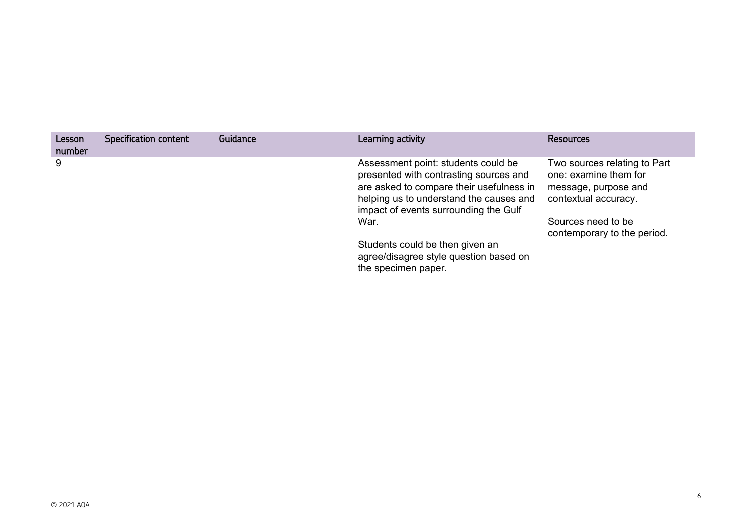| Lesson number | Specification content | Guidance | Learning activity | Resources |
|---|---|---|---|---|
| 9 | | | Assessment point: students could be presented with contrasting sources and are asked to compare their usefulness in helping us to understand the causes and impact of events surrounding the Gulf War.<br><br>Students could be then given an agree/disagree style question based on the specimen paper. | Two sources relating to Part one: examine them for message, purpose and contextual accuracy.<br><br>Sources need to be contemporary to the period. |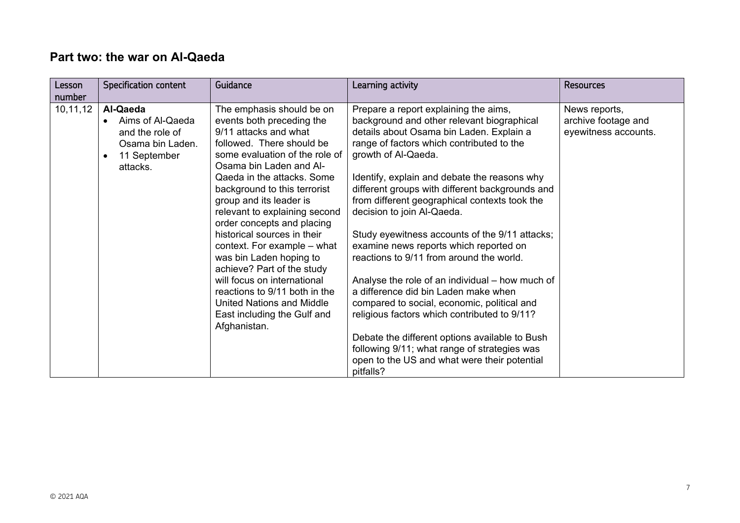## Part two: the war on Al-Qaeda

| Lesson number | Specification content | Guidance | Learning activity | Resources |
|---|---|---|---|---|
| 10,11,12 | **Al-Qaeda**<br>• Aims of Al-Qaeda and the role of Osama bin Laden.<br>• 11 September attacks. | The emphasis should be on events both preceding the 9/11 attacks and what followed. There should be some evaluation of the role of Osama bin Laden and Al-Qaeda in the attacks. Some background to this terrorist group and its leader is relevant to explaining second order concepts and placing historical sources in their context. For example – what was bin Laden hoping to achieve? Part of the study will focus on international reactions to 9/11 both in the United Nations and Middle East including the Gulf and Afghanistan. | Prepare a report explaining the aims, background and other relevant biographical details about Osama bin Laden. Explain a range of factors which contributed to the growth of Al-Qaeda.<br><br>Identify, explain and debate the reasons why different groups with different backgrounds and from different geographical contexts took the decision to join Al-Qaeda.<br><br>Study eyewitness accounts of the 9/11 attacks; examine news reports which reported on reactions to 9/11 from around the world.<br><br>Analyse the role of an individual – how much of a difference did bin Laden make when compared to social, economic, political and religious factors which contributed to 9/11?<br><br>Debate the different options available to Bush following 9/11; what range of strategies was open to the US and what were their potential pitfalls? | News reports, archive footage and eyewitness accounts. |

© 2021 AQA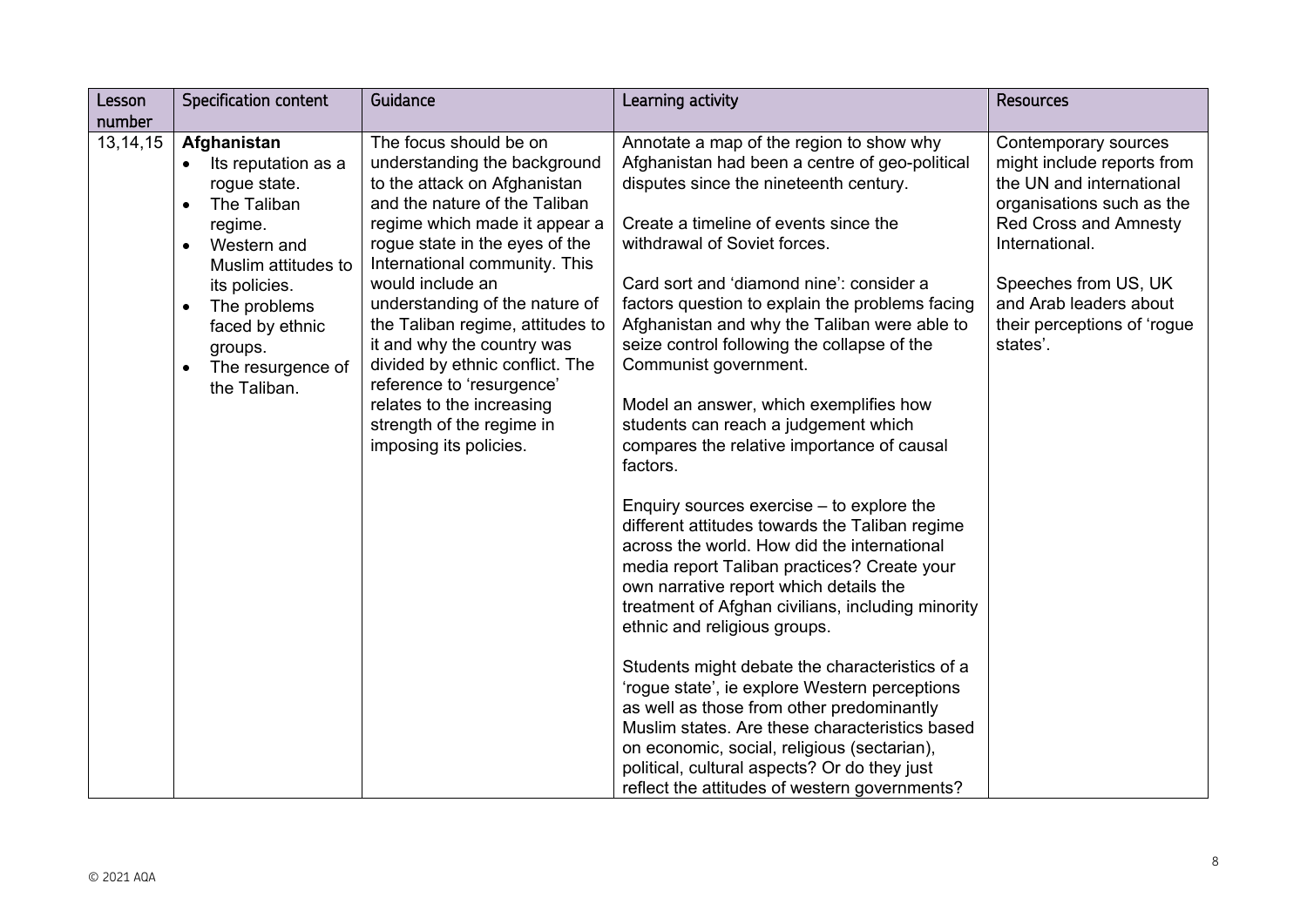| Lesson number | Specification content | Guidance | Learning activity | Resources |
|---|---|---|---|---|
| 13,14,15 | **Afghanistan**<br>• Its reputation as a rogue state.<br>• The Taliban regime.<br>• Western and Muslim attitudes to its policies.<br>• The problems faced by ethnic groups.<br>• The resurgence of the Taliban. | The focus should be on understanding the background to the attack on Afghanistan and the nature of the Taliban regime which made it appear a rogue state in the eyes of the International community. This would include an understanding of the nature of the Taliban regime, attitudes to it and why the country was divided by ethnic conflict. The reference to 'resurgence' relates to the increasing strength of the regime in imposing its policies. | Annotate a map of the region to show why Afghanistan had been a centre of geo-political disputes since the nineteenth century.<br><br>Create a timeline of events since the withdrawal of Soviet forces.<br><br>Card sort and 'diamond nine': consider a factors question to explain the problems facing Afghanistan and why the Taliban were able to seize control following the collapse of the Communist government.<br><br>Model an answer, which exemplifies how students can reach a judgement which compares the relative importance of causal factors.<br><br>Enquiry sources exercise – to explore the different attitudes towards the Taliban regime across the world. How did the international media report Taliban practices? Create your own narrative report which details the treatment of Afghan civilians, including minority ethnic and religious groups.<br><br>Students might debate the characteristics of a 'rogue state', ie explore Western perceptions as well as those from other predominantly Muslim states. Are these characteristics based on economic, social, religious (sectarian), political, cultural aspects? Or do they just reflect the attitudes of western governments? | Contemporary sources might include reports from the UN and international organisations such as the Red Cross and Amnesty International.<br><br>Speeches from US, UK and Arab leaders about their perceptions of 'rogue states'. |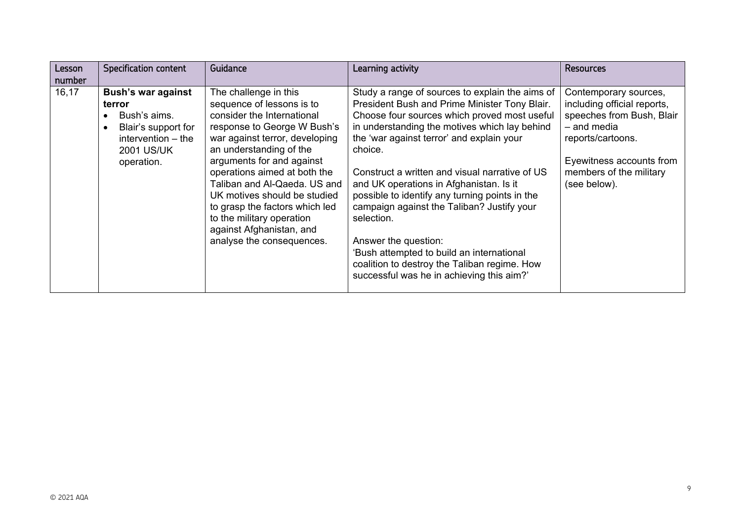| Lesson number | Specification content | Guidance | Learning activity | Resources |
|---|---|---|---|---|
| 16,17 | **Bush's war against terror**<br>• Bush's aims.<br>• Blair's support for intervention – the 2001 US/UK operation. | The challenge in this sequence of lessons is to consider the International response to George W Bush's war against terror, developing an understanding of the arguments for and against operations aimed at both the Taliban and Al-Qaeda. US and UK motives should be studied to grasp the factors which led to the military operation against Afghanistan, and analyse the consequences. | Study a range of sources to explain the aims of President Bush and Prime Minister Tony Blair. Choose four sources which proved most useful in understanding the motives which lay behind the 'war against terror' and explain your choice.<br><br>Construct a written and visual narrative of US and UK operations in Afghanistan. Is it possible to identify any turning points in the campaign against the Taliban? Justify your selection.<br><br>Answer the question:<br>'Bush attempted to build an international coalition to destroy the Taliban regime. How successful was he in achieving this aim?' | Contemporary sources, including official reports, speeches from Bush, Blair – and media reports/cartoons.<br><br>Eyewitness accounts from members of the military (see below). |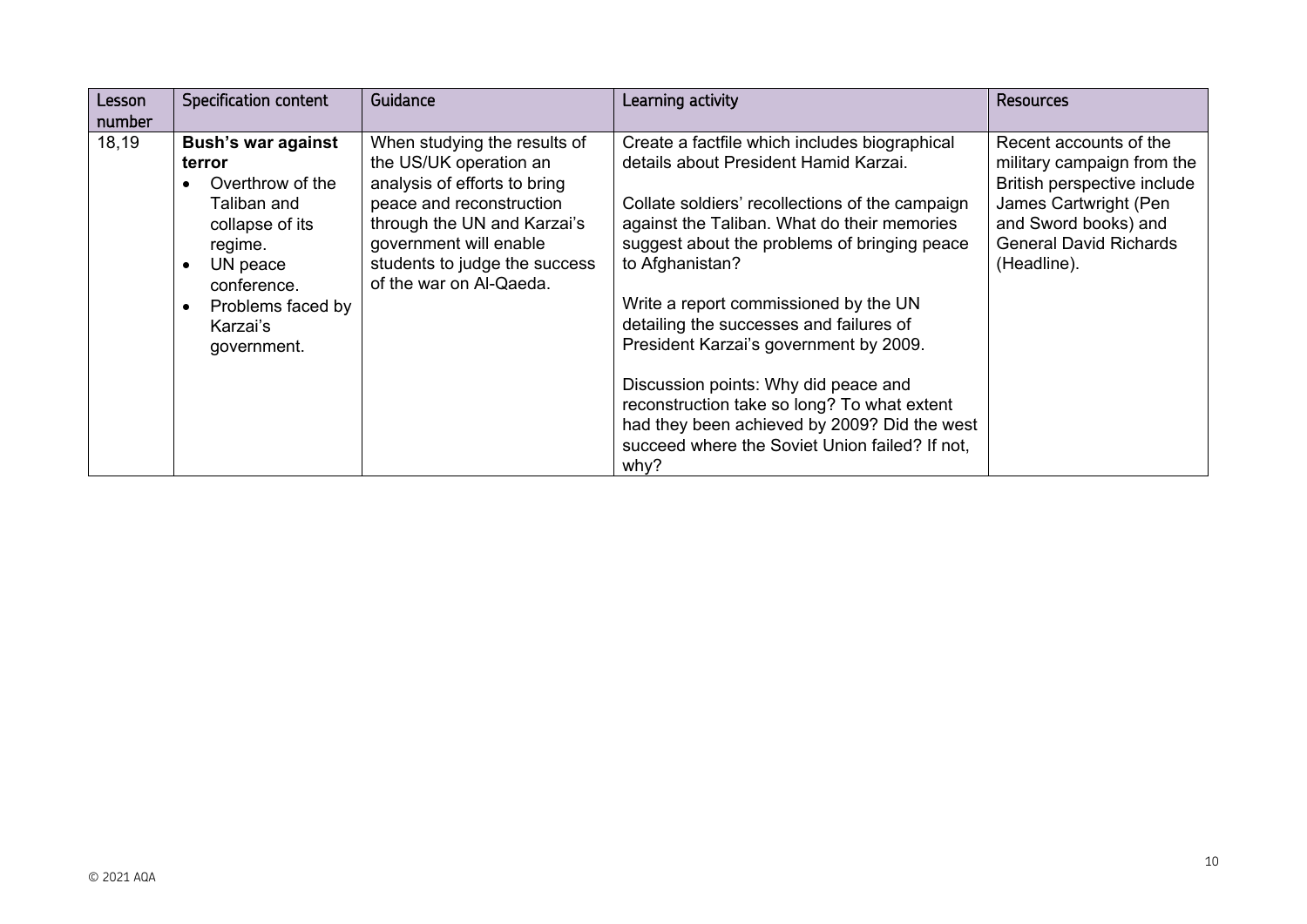| Lesson number | Specification content | Guidance | Learning activity | Resources |
|---|---|---|---|---|
| 18,19 | **Bush's war against terror**<br>• Overthrow of the Taliban and collapse of its regime.<br>• UN peace conference.<br>• Problems faced by Karzai's government. | When studying the results of the US/UK operation an analysis of efforts to bring peace and reconstruction through the UN and Karzai's government will enable students to judge the success of the war on Al-Qaeda. | Create a factfile which includes biographical details about President Hamid Karzai.<br><br>Collate soldiers' recollections of the campaign against the Taliban. What do their memories suggest about the problems of bringing peace to Afghanistan?<br><br>Write a report commissioned by the UN detailing the successes and failures of President Karzai's government by 2009.<br><br>Discussion points: Why did peace and reconstruction take so long? To what extent had they been achieved by 2009? Did the west succeed where the Soviet Union failed? If not, why? | Recent accounts of the military campaign from the British perspective include James Cartwright (Pen and Sword books) and General David Richards (Headline). |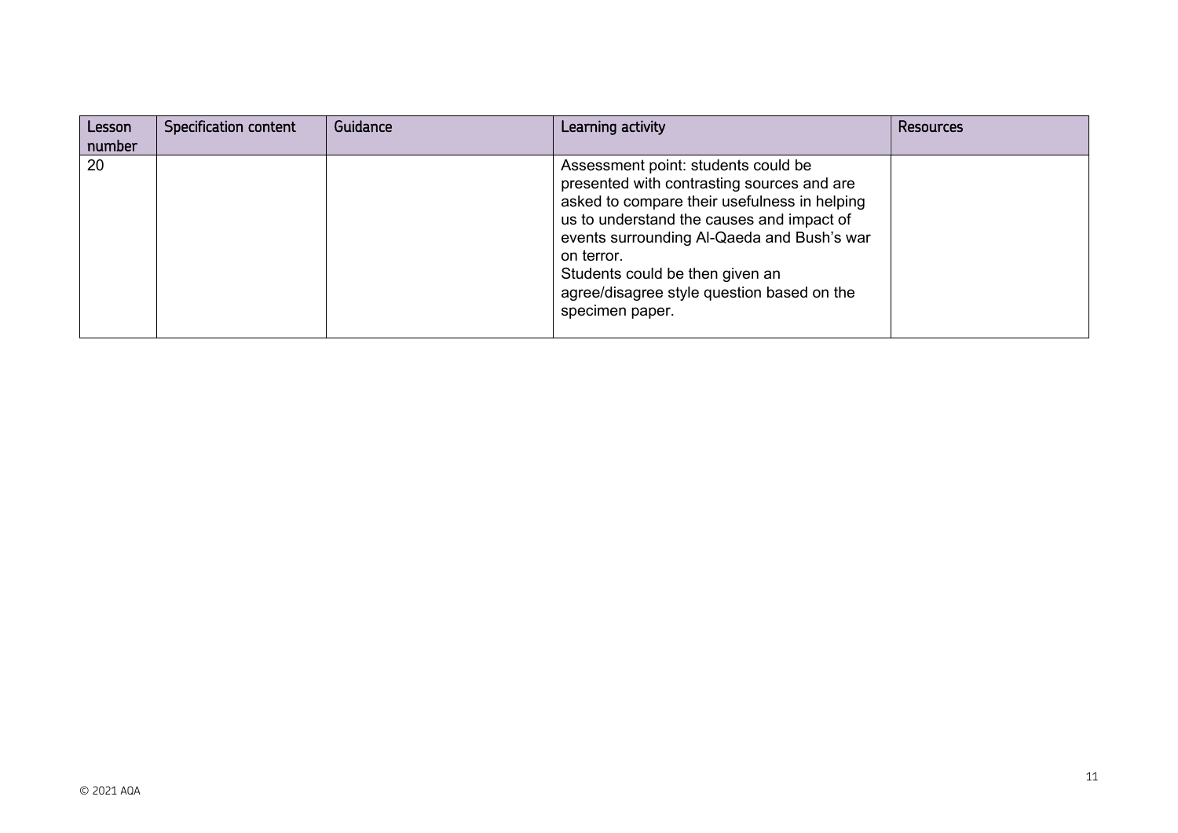| Lesson number | Specification content | Guidance | Learning activity | Resources |
| --- | --- | --- | --- | --- |
| 20 | | | Assessment point: students could be presented with contrasting sources and are asked to compare their usefulness in helping us to understand the causes and impact of events surrounding Al-Qaeda and Bush's war on terror.<br>Students could be then given an agree/disagree style question based on the specimen paper. | |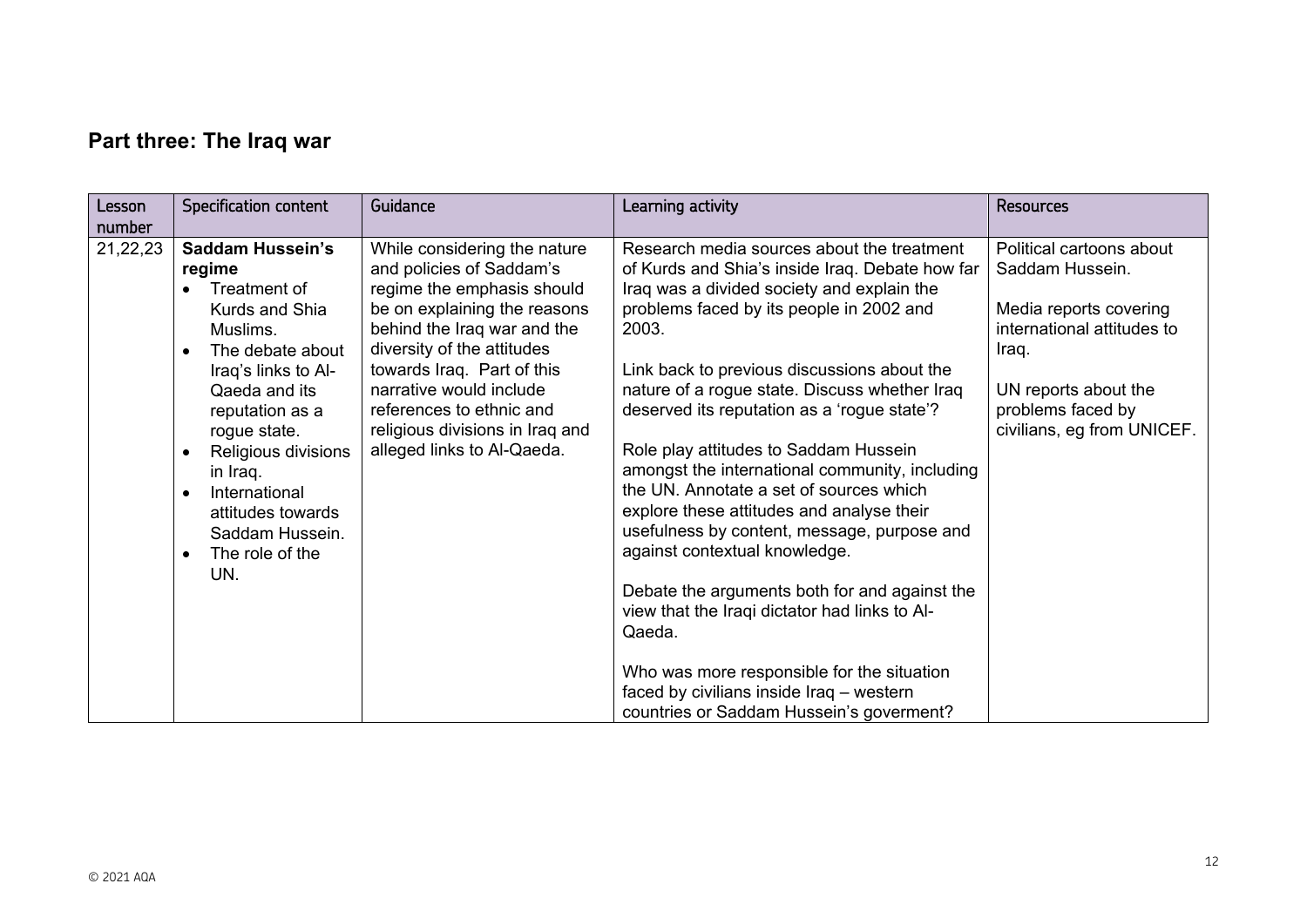## Part three: The Iraq war

| Lesson number | Specification content | Guidance | Learning activity | Resources |
|---|---|---|---|---|
| 21,22,23 | **Saddam Hussein's regime**<br>• Treatment of Kurds and Shia Muslims.<br>• The debate about Iraq's links to Al-Qaeda and its reputation as a rogue state.<br>• Religious divisions in Iraq.<br>• International attitudes towards Saddam Hussein.<br>• The role of the UN. | While considering the nature and policies of Saddam's regime the emphasis should be on explaining the reasons behind the Iraq war and the diversity of the attitudes towards Iraq. Part of this narrative would include references to ethnic and religious divisions in Iraq and alleged links to Al-Qaeda. | Research media sources about the treatment of Kurds and Shia's inside Iraq. Debate how far Iraq was a divided society and explain the problems faced by its people in 2002 and 2003.<br><br>Link back to previous discussions about the nature of a rogue state. Discuss whether Iraq deserved its reputation as a 'rogue state'?<br><br>Role play attitudes to Saddam Hussein amongst the international community, including the UN. Annotate a set of sources which explore these attitudes and analyse their usefulness by content, message, purpose and against contextual knowledge.<br><br>Debate the arguments both for and against the view that the Iraqi dictator had links to Al-Qaeda.<br><br>Who was more responsible for the situation faced by civilians inside Iraq – western countries or Saddam Hussein's goverment? | Political cartoons about Saddam Hussein.<br><br>Media reports covering international attitudes to Iraq.<br><br>UN reports about the problems faced by civilians, eg from UNICEF. |

© 2021 AQA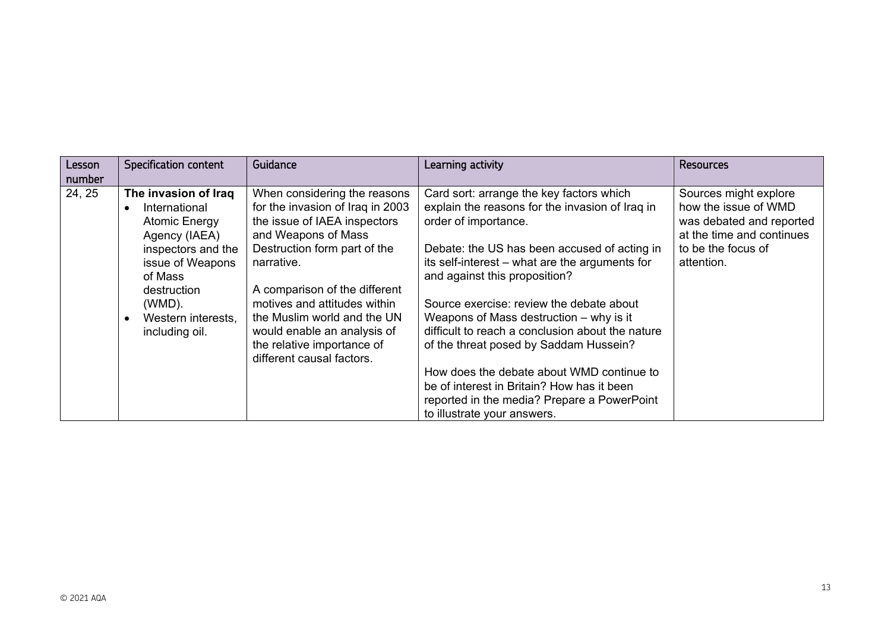| Lesson number | Specification content | Guidance | Learning activity | Resources |
|---|---|---|---|---|
| 24, 25 | **The invasion of Iraq**<br>• International Atomic Energy Agency (IAEA) inspectors and the issue of Weapons of Mass destruction (WMD).<br>• Western interests, including oil. | When considering the reasons for the invasion of Iraq in 2003 the issue of IAEA inspectors and Weapons of Mass Destruction form part of the narrative.<br><br>A comparison of the different motives and attitudes within the Muslim world and the UN would enable an analysis of the relative importance of different causal factors. | Card sort: arrange the key factors which explain the reasons for the invasion of Iraq in order of importance.<br><br>Debate: the US has been accused of acting in its self-interest – what are the arguments for and against this proposition?<br><br>Source exercise: review the debate about Weapons of Mass destruction – why is it difficult to reach a conclusion about the nature of the threat posed by Saddam Hussein?<br><br>How does the debate about WMD continue to be of interest in Britain? How has it been reported in the media? Prepare a PowerPoint to illustrate your answers. | Sources might explore how the issue of WMD was debated and reported at the time and continues to be the focus of attention. |

© 2021 AQA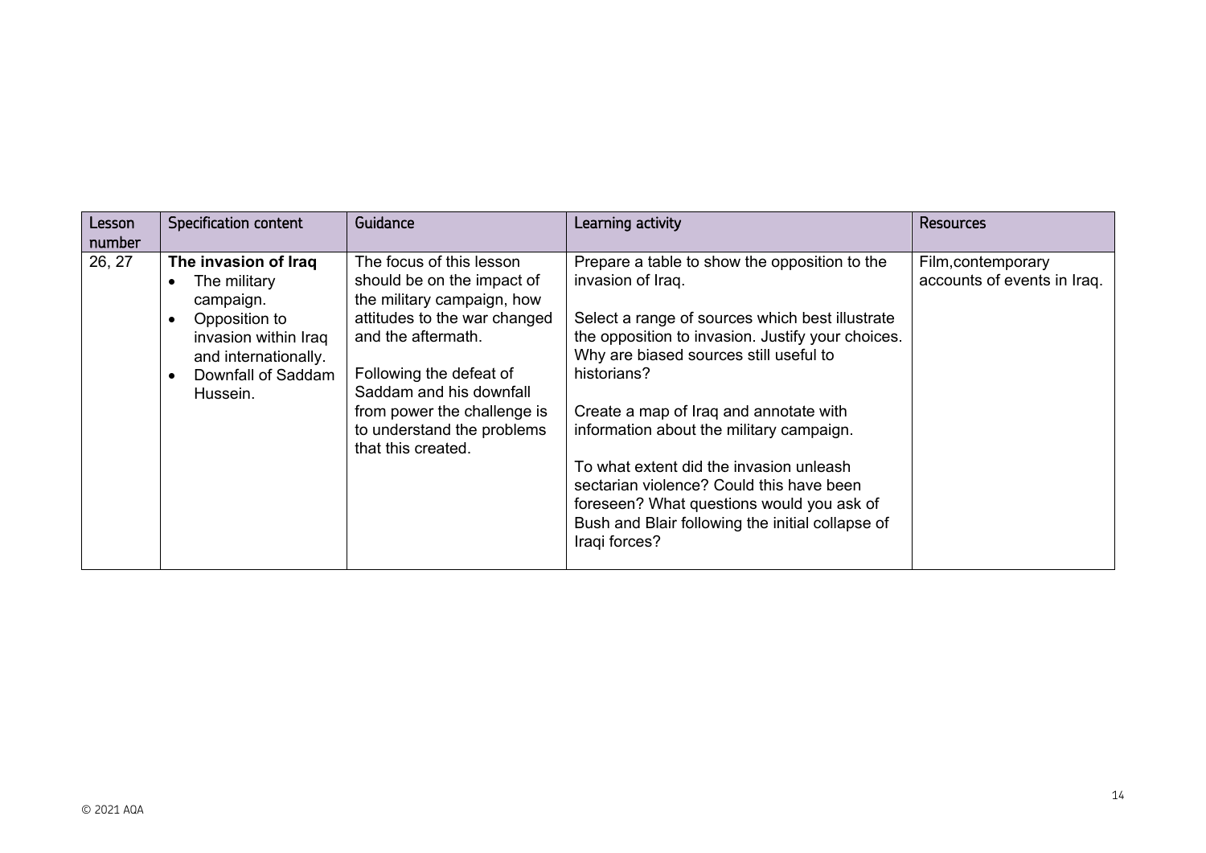| Lesson number | Specification content | Guidance | Learning activity | Resources |
|---|---|---|---|---|
| 26, 27 | **The invasion of Iraq**<br>• The military campaign.<br>• Opposition to invasion within Iraq and internationally.<br>• Downfall of Saddam Hussein. | The focus of this lesson should be on the impact of the military campaign, how attitudes to the war changed and the aftermath.<br><br>Following the defeat of Saddam and his downfall from power the challenge is to understand the problems that this created. | Prepare a table to show the opposition to the invasion of Iraq.<br><br>Select a range of sources which best illustrate the opposition to invasion. Justify your choices. Why are biased sources still useful to historians?<br><br>Create a map of Iraq and annotate with information about the military campaign.<br><br>To what extent did the invasion unleash sectarian violence? Could this have been foreseen? What questions would you ask of Bush and Blair following the initial collapse of Iraqi forces? | Film,contemporary accounts of events in Iraq. |

© 2021 AQA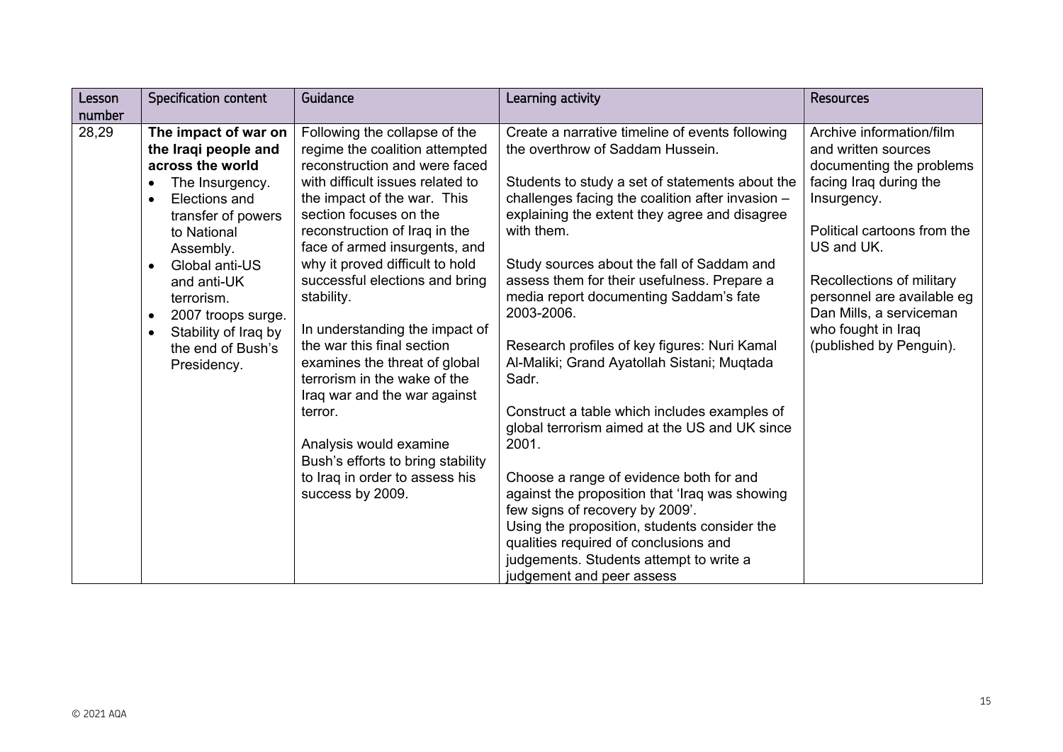| Lesson number | Specification content | Guidance | Learning activity | Resources |
|---|---|---|---|---|
| 28,29 | **The impact of war on the Iraqi people and across the world**<br>• The Insurgency.<br>• Elections and transfer of powers to National Assembly.<br>• Global anti-US and anti-UK terrorism.<br>• 2007 troops surge.<br>• Stability of Iraq by the end of Bush's Presidency. | Following the collapse of the regime the coalition attempted reconstruction and were faced with difficult issues related to the impact of the war. This section focuses on the reconstruction of Iraq in the face of armed insurgents, and why it proved difficult to hold successful elections and bring stability.<br><br>In understanding the impact of the war this final section examines the threat of global terrorism in the wake of the Iraq war and the war against terror.<br><br>Analysis would examine Bush's efforts to bring stability to Iraq in order to assess his success by 2009. | Create a narrative timeline of events following the overthrow of Saddam Hussein.<br><br>Students to study a set of statements about the challenges facing the coalition after invasion – explaining the extent they agree and disagree with them.<br><br>Study sources about the fall of Saddam and assess them for their usefulness. Prepare a media report documenting Saddam's fate 2003-2006.<br><br>Research profiles of key figures: Nuri Kamal Al-Maliki; Grand Ayatollah Sistani; Muqtada Sadr.<br><br>Construct a table which includes examples of global terrorism aimed at the US and UK since 2001.<br><br>Choose a range of evidence both for and against the proposition that 'Iraq was showing few signs of recovery by 2009'.<br>Using the proposition, students consider the qualities required of conclusions and judgements. Students attempt to write a judgement and peer assess | Archive information/film and written sources documenting the problems facing Iraq during the Insurgency.<br><br>Political cartoons from the US and UK.<br><br>Recollections of military personnel are available eg Dan Mills, a serviceman who fought in Iraq (published by Penguin). |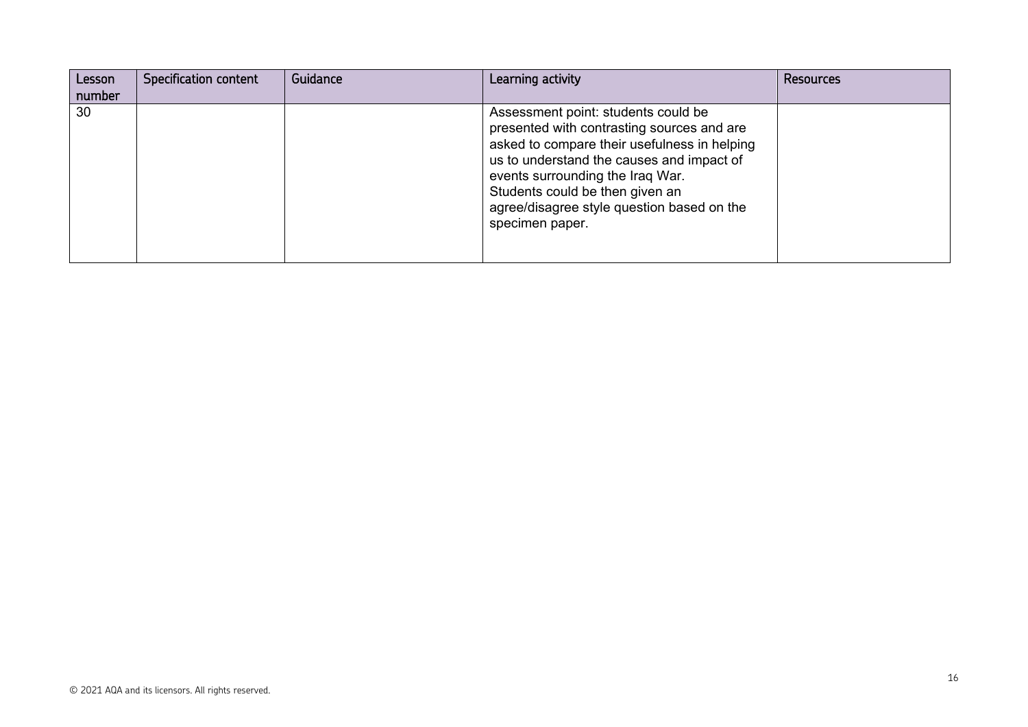| Lesson number | Specification content | Guidance | Learning activity | Resources |
| --- | --- | --- | --- | --- |
| 30 | | | Assessment point: students could be presented with contrasting sources and are asked to compare their usefulness in helping us to understand the causes and impact of events surrounding the Iraq War. Students could be then given an agree/disagree style question based on the specimen paper. | |

© 2021 AQA and its licensors. All rights reserved.